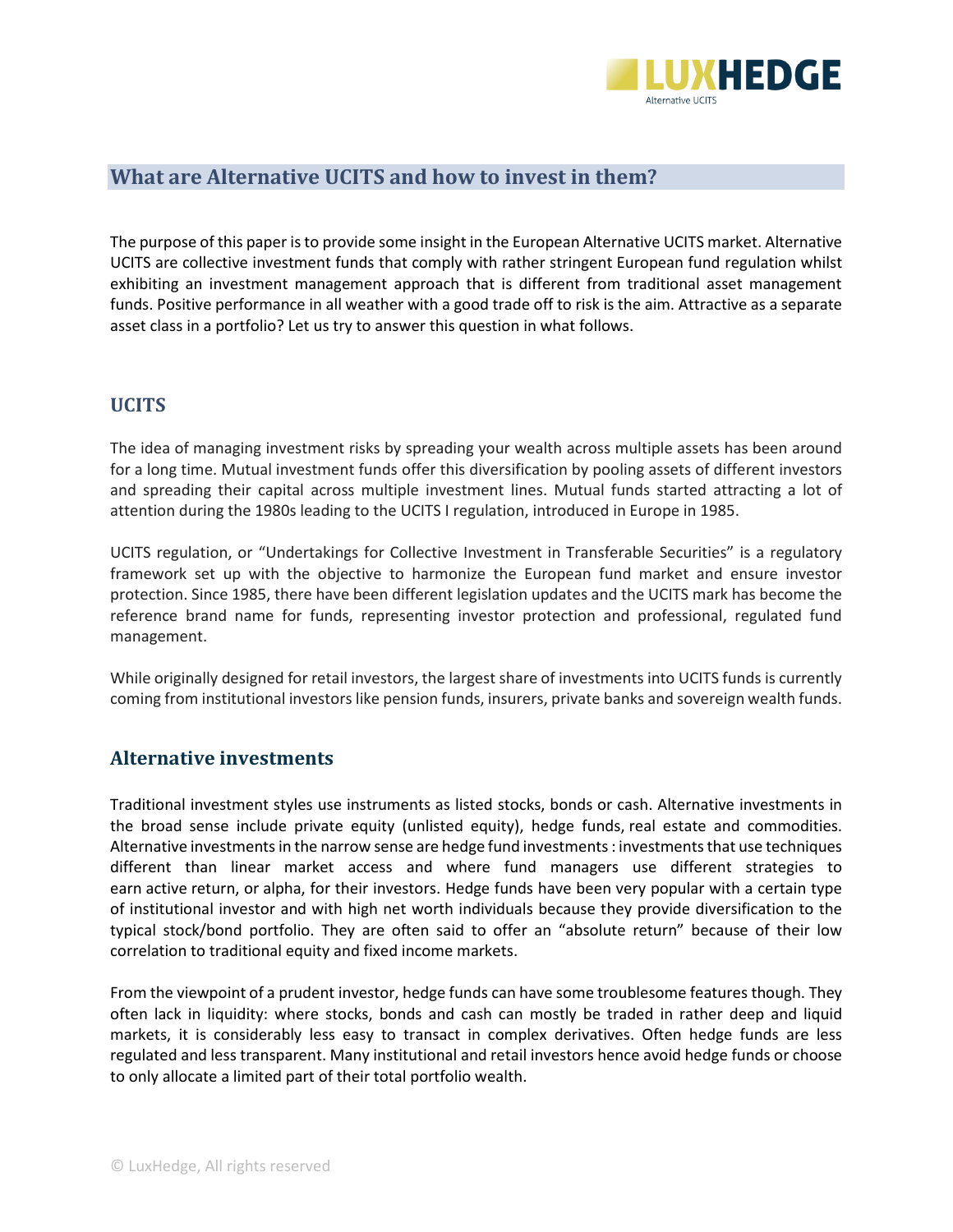# What are Alternative UCITS and how to invest in them?

The purpose of this paper is to provide some insight in the European Alternative UCITS market. Alternative UCITS are collective investment funds that comply with rather stringent European fund regulation whilst exhibiting an investment management approach that is different from traditional asset management funds. Positive performance in all weather with a good trade off to risk is the aim. Attractive as a separate asset class in a portfolio? Let us try to answer this question in what follows.

## UCITS

The idea of managing investment risks by spreading your wealth across multiple assets has been around for a long time. Mutual investment funds offer this diversification by pooling assets of different investors and spreading their capital across multiple investment lines. Mutual funds started attracting a lot of attention during the 1980s leading to the UCITS I regulation, introduced in Europe in 1985.

UCITS regulation, or "Undertakings for Collective Investment in Transferable Securities" is a regulatory framework set up with the objective to harmonize the European fund market and ensure investor protection. Since 1985, there have been different legislation updates and the UCITS mark has become the reference brand name for funds, representing investor protection and professional, regulated fund management.

While originally designed for retail investors, the largest share of investments into UCITS funds is currently coming from institutional investors like pension funds, insurers, private banks and sovereign wealth funds.

## Alternative investments

Traditional investment styles use instruments as listed stocks, bonds or cash. Alternative investments in the broad sense include private equity (unlisted equity), hedge funds, real estate and commodities. Alternative investments in the narrow sense are hedge fund investments : investments that use techniques different than linear market access and where fund managers use different strategies to earn active return, or alpha, for their investors. Hedge funds have been very popular with a certain type of institutional investor and with high net worth individuals because they provide diversification to the typical stock/bond portfolio. They are often said to offer an "absolute return" because of their low correlation to traditional equity and fixed income markets.

From the viewpoint of a prudent investor, hedge funds can have some troublesome features though. They often lack in liquidity: where stocks, bonds and cash can mostly be traded in rather deep and liquid markets, it is considerably less easy to transact in complex derivatives. Often hedge funds are less regulated and less transparent. Many institutional and retail investors hence avoid hedge funds or choose to only allocate a limited part of their total portfolio wealth.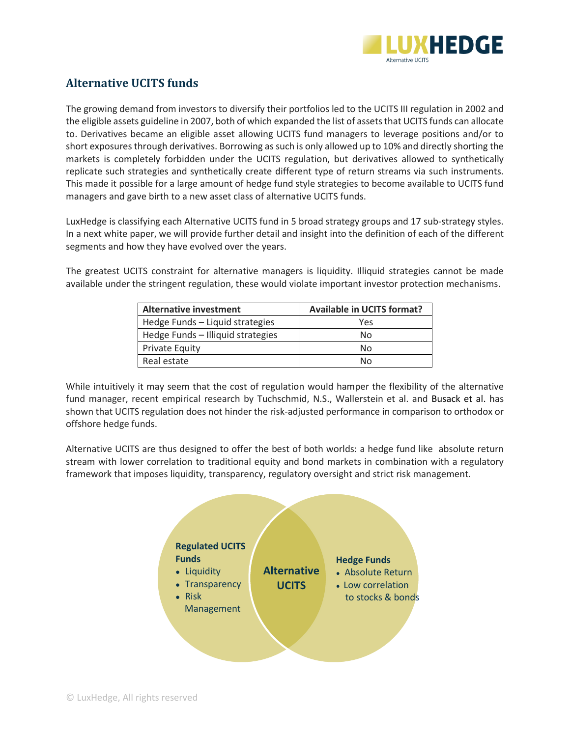## Alternative UCITS funds

The growing demand from investors to diversify their portfolios led to the UCITS III regulation in 2002 and the eligible assets guideline in 2007, both of which expanded the list of assets that UCITS funds can allocate to. Derivatives became an eligible asset allowing UCITS fund managers to leverage positions and/or to short exposures through derivatives. Borrowing as such is only allowed up to 10% and directly shorting the markets is completely forbidden under the UCITS regulation, but derivatives allowed to synthetically replicate such strategies and synthetically create different type of return streams via such instruments. This made it possible for a large amount of hedge fund style strategies to become available to UCITS fund managers and gave birth to a new asset class of alternative UCITS funds.

LuxHedge is classifying each Alternative UCITS fund in 5 broad strategy groups and 17 sub-strategy styles. In a next white paper, we will provide further detail and insight into the definition of each of the different segments and how they have evolved over the years.

The greatest UCITS constraint for alternative managers is liquidity. Illiquid strategies cannot be made available under the stringent regulation, these would violate important investor protection mechanisms.

| Alternative investment | Available in UCITS format? |
|---|---|
| Hedge Funds – Liquid strategies | Yes |
| Hedge Funds – Illiquid strategies | No |
| Private Equity | No |
| Real estate | No |

While intuitively it may seem that the cost of regulation would hamper the flexibility of the alternative fund manager, recent empirical research by Tuchschmid, N.S., Wallerstein et al. and Busack et al. has shown that UCITS regulation does not hinder the risk-adjusted performance in comparison to orthodox or offshore hedge funds.

Alternative UCITS are thus designed to offer the best of both worlds: a hedge fund like absolute return stream with lower correlation to traditional equity and bond markets in combination with a regulatory framework that imposes liquidity, transparency, regulatory oversight and strict risk management.

**Regulated UCITS Funds**
- Liquidity
- Transparency
- Risk Management

**Alternative UCITS**

**Hedge Funds**
- Absolute Return
- Low correlation to stocks & bonds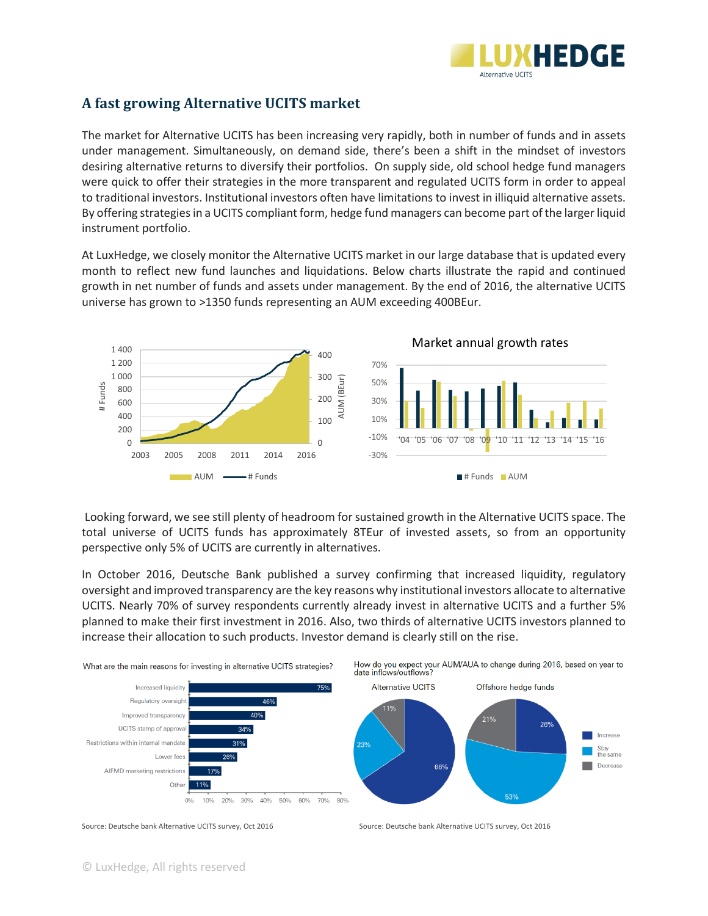# A fast growing Alternative UCITS market

The market for Alternative UCITS has been increasing very rapidly, both in number of funds and in assets under management. Simultaneously, on demand side, there's been a shift in the mindset of investors desiring alternative returns to diversify their portfolios. On supply side, old school hedge fund managers were quick to offer their strategies in the more transparent and regulated UCITS form in order to appeal to traditional investors. Institutional investors often have limitations to invest in illiquid alternative assets. By offering strategies in a UCITS compliant form, hedge fund managers can become part of the larger liquid instrument portfolio.

At LuxHedge, we closely monitor the Alternative UCITS market in our large database that is updated every month to reflect new fund launches and liquidations. Below charts illustrate the rapid and continued growth in net number of funds and assets under management. By the end of 2016, the alternative UCITS universe has grown to >1350 funds representing an AUM exceeding 400BEur.

Looking forward, we see still plenty of headroom for sustained growth in the Alternative UCITS space. The total universe of UCITS funds has approximately 8TEur of invested assets, so from an opportunity perspective only 5% of UCITS are currently in alternatives.

In October 2016, Deutsche Bank published a survey confirming that increased liquidity, regulatory oversight and improved transparency are the key reasons why institutional investors allocate to alternative UCITS. Nearly 70% of survey respondents currently already invest in alternative UCITS and a further 5% planned to make their first investment in 2016. Also, two thirds of alternative UCITS investors planned to increase their allocation to such products. Investor demand is clearly still on the rise.

Source: Deutsche bank Alternative UCITS survey, Oct 2016

Source: Deutsche bank Alternative UCITS survey, Oct 2016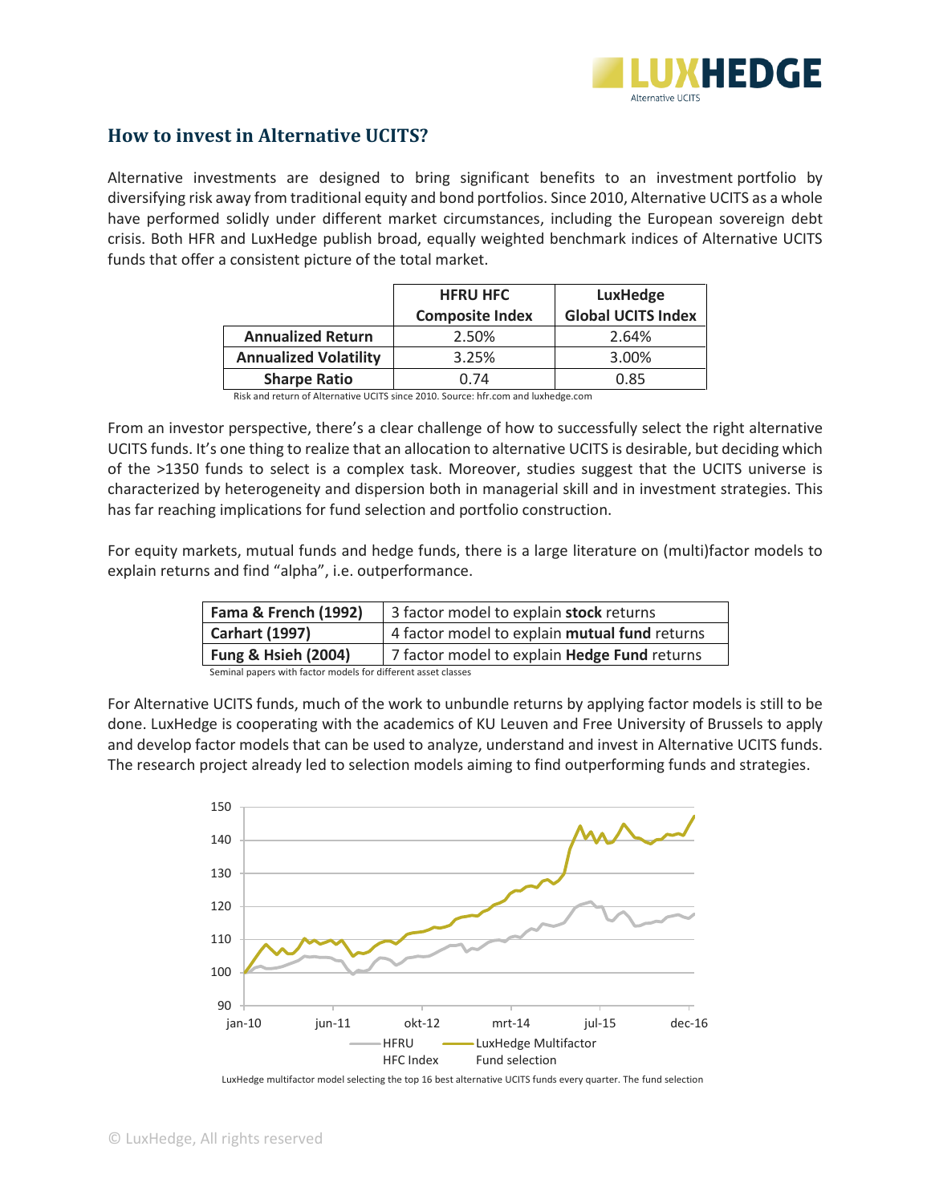## How to invest in Alternative UCITS?

Alternative investments are designed to bring significant benefits to an investment portfolio by diversifying risk away from traditional equity and bond portfolios. Since 2010, Alternative UCITS as a whole have performed solidly under different market circumstances, including the European sovereign debt crisis. Both HFR and LuxHedge publish broad, equally weighted benchmark indices of Alternative UCITS funds that offer a consistent picture of the total market.

| | HFRU HFC Composite Index | LuxHedge Global UCITS Index |
|---|---|---|
| **Annualized Return** | 2.50% | 2.64% |
| **Annualized Volatility** | 3.25% | 3.00% |
| **Sharpe Ratio** | 0.74 | 0.85 |

Risk and return of Alternative UCITS since 2010. Source: hfr.com and luxhedge.com

From an investor perspective, there's a clear challenge of how to successfully select the right alternative UCITS funds. It's one thing to realize that an allocation to alternative UCITS is desirable, but deciding which of the >1350 funds to select is a complex task. Moreover, studies suggest that the UCITS universe is characterized by heterogeneity and dispersion both in managerial skill and in investment strategies. This has far reaching implications for fund selection and portfolio construction.

For equity markets, mutual funds and hedge funds, there is a large literature on (multi)factor models to explain returns and find "alpha", i.e. outperformance.

| | |
|---|---|
| **Fama & French (1992)** | 3 factor model to explain **stock** returns |
| **Carhart (1997)** | 4 factor model to explain **mutual fund** returns |
| **Fung & Hsieh (2004)** | 7 factor model to explain **Hedge Fund** returns |

Seminal papers with factor models for different asset classes

For Alternative UCITS funds, much of the work to unbundle returns by applying factor models is still to be done. LuxHedge is cooperating with the academics of KU Leuven and Free University of Brussels to apply and develop factor models that can be used to analyze, understand and invest in Alternative UCITS funds. The research project already led to selection models aiming to find outperforming funds and strategies.

LuxHedge multifactor model selecting the top 16 best alternative UCITS funds every quarter. The fund selection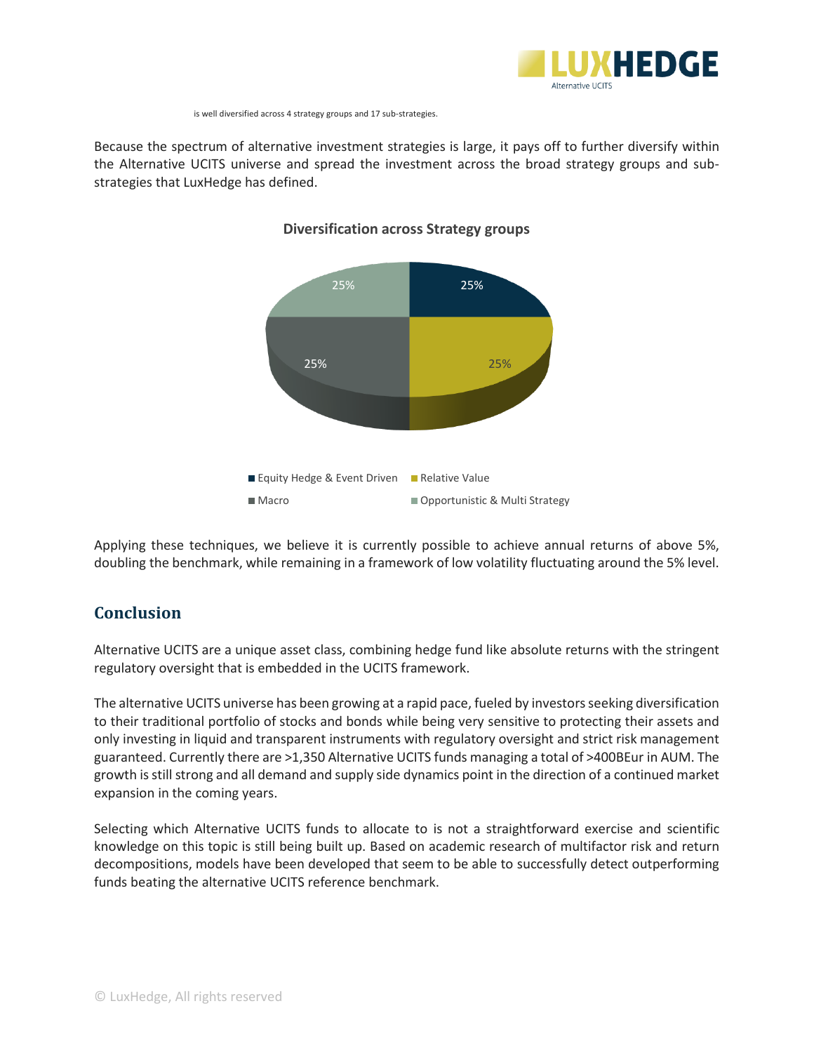is well diversified across 4 strategy groups and 17 sub-strategies.

Because the spectrum of alternative investment strategies is large, it pays off to further diversify within the Alternative UCITS universe and spread the investment across the broad strategy groups and sub-strategies that LuxHedge has defined.

**Diversification across Strategy groups**

| Strategy group | Share |
| --- | --- |
| Equity Hedge & Event Driven | 25% |
| Relative Value | 25% |
| Macro | 25% |
| Opportunistic & Multi Strategy | 25% |

Applying these techniques, we believe it is currently possible to achieve annual returns of above 5%, doubling the benchmark, while remaining in a framework of low volatility fluctuating around the 5% level.

## Conclusion

Alternative UCITS are a unique asset class, combining hedge fund like absolute returns with the stringent regulatory oversight that is embedded in the UCITS framework.

The alternative UCITS universe has been growing at a rapid pace, fueled by investors seeking diversification to their traditional portfolio of stocks and bonds while being very sensitive to protecting their assets and only investing in liquid and transparent instruments with regulatory oversight and strict risk management guaranteed. Currently there are >1,350 Alternative UCITS funds managing a total of >400BEur in AUM. The growth is still strong and all demand and supply side dynamics point in the direction of a continued market expansion in the coming years.

Selecting which Alternative UCITS funds to allocate to is not a straightforward exercise and scientific knowledge on this topic is still being built up. Based on academic research of multifactor risk and return decompositions, models have been developed that seem to be able to successfully detect outperforming funds beating the alternative UCITS reference benchmark.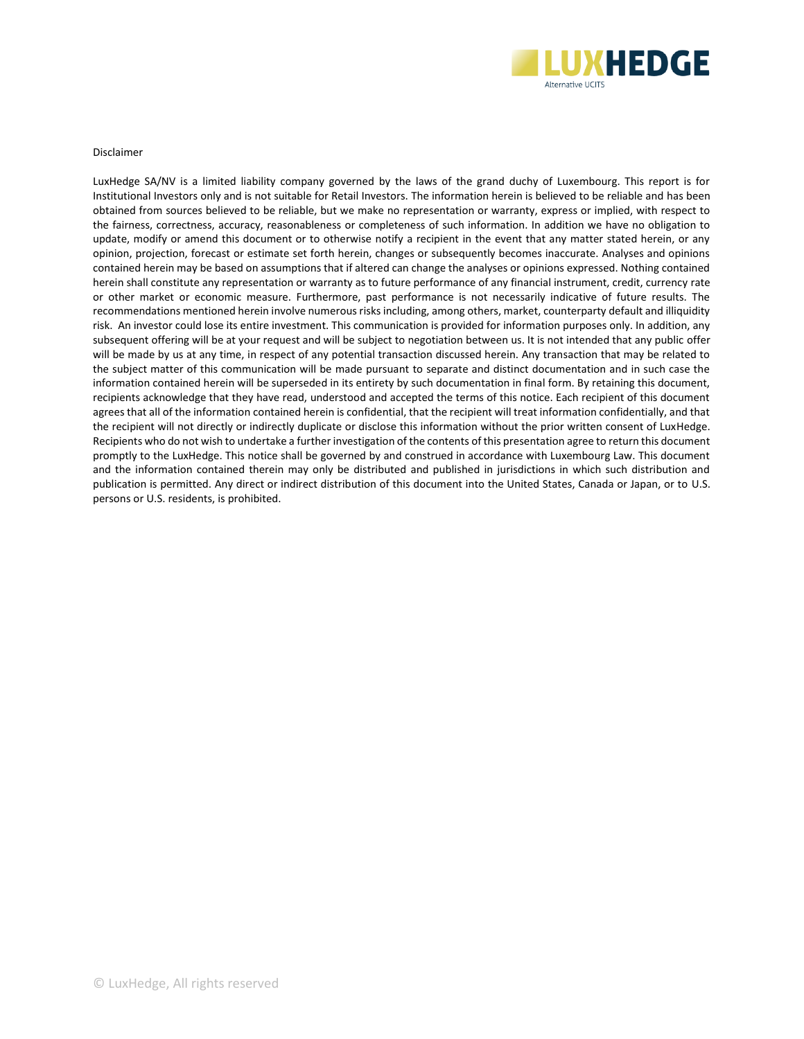Disclaimer

LuxHedge SA/NV is a limited liability company governed by the laws of the grand duchy of Luxembourg. This report is for Institutional Investors only and is not suitable for Retail Investors. The information herein is believed to be reliable and has been obtained from sources believed to be reliable, but we make no representation or warranty, express or implied, with respect to the fairness, correctness, accuracy, reasonableness or completeness of such information. In addition we have no obligation to update, modify or amend this document or to otherwise notify a recipient in the event that any matter stated herein, or any opinion, projection, forecast or estimate set forth herein, changes or subsequently becomes inaccurate. Analyses and opinions contained herein may be based on assumptions that if altered can change the analyses or opinions expressed. Nothing contained herein shall constitute any representation or warranty as to future performance of any financial instrument, credit, currency rate or other market or economic measure. Furthermore, past performance is not necessarily indicative of future results. The recommendations mentioned herein involve numerous risks including, among others, market, counterparty default and illiquidity risk. An investor could lose its entire investment. This communication is provided for information purposes only. In addition, any subsequent offering will be at your request and will be subject to negotiation between us. It is not intended that any public offer will be made by us at any time, in respect of any potential transaction discussed herein. Any transaction that may be related to the subject matter of this communication will be made pursuant to separate and distinct documentation and in such case the information contained herein will be superseded in its entirety by such documentation in final form. By retaining this document, recipients acknowledge that they have read, understood and accepted the terms of this notice. Each recipient of this document agrees that all of the information contained herein is confidential, that the recipient will treat information confidentially, and that the recipient will not directly or indirectly duplicate or disclose this information without the prior written consent of LuxHedge. Recipients who do not wish to undertake a further investigation of the contents of this presentation agree to return this document promptly to the LuxHedge. This notice shall be governed by and construed in accordance with Luxembourg Law. This document and the information contained therein may only be distributed and published in jurisdictions in which such distribution and publication is permitted. Any direct or indirect distribution of this document into the United States, Canada or Japan, or to U.S. persons or U.S. residents, is prohibited.